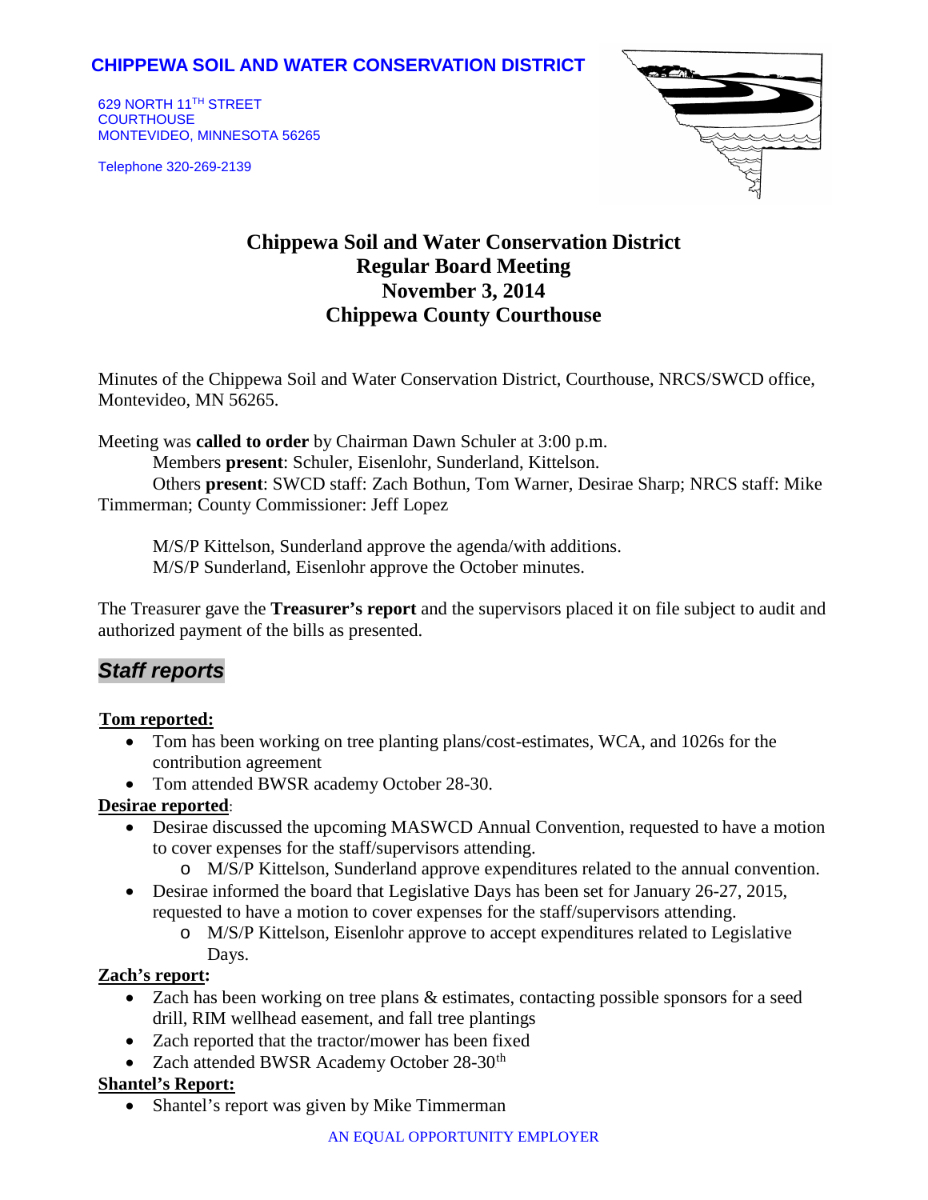**CHIPPEWA SOIL AND WATER CONSERVATION DISTRICT**

629 NORTH 11TH STREET
COURTHOUSE
MONTEVIDEO, MINNESOTA 56265

Telephone 320-269-2139

# Chippewa Soil and Water Conservation District
# Regular Board Meeting
# November 3, 2014
# Chippewa County Courthouse

Minutes of the Chippewa Soil and Water Conservation District, Courthouse, NRCS/SWCD office, Montevideo, MN 56265.

Meeting was **called to order** by Chairman Dawn Schuler at 3:00 p.m.

Members **present**: Schuler, Eisenlohr, Sunderland, Kittelson.

Others **present**: SWCD staff: Zach Bothun, Tom Warner, Desirae Sharp; NRCS staff: Mike Timmerman; County Commissioner: Jeff Lopez

M/S/P Kittelson, Sunderland approve the agenda/with additions.
M/S/P Sunderland, Eisenlohr approve the October minutes.

The Treasurer gave the **Treasurer's report** and the supervisors placed it on file subject to audit and authorized payment of the bills as presented.

## *Staff reports*

**Tom reported:**

- Tom has been working on tree planting plans/cost-estimates, WCA, and 1026s for the contribution agreement
- Tom attended BWSR academy October 28-30.

**Desirae reported**:

- Desirae discussed the upcoming MASWCD Annual Convention, requested to have a motion to cover expenses for the staff/supervisors attending.
  - M/S/P Kittelson, Sunderland approve expenditures related to the annual convention.
- Desirae informed the board that Legislative Days has been set for January 26-27, 2015, requested to have a motion to cover expenses for the staff/supervisors attending.
  - M/S/P Kittelson, Eisenlohr approve to accept expenditures related to Legislative Days.

**Zach's report:**

- Zach has been working on tree plans & estimates, contacting possible sponsors for a seed drill, RIM wellhead easement, and fall tree plantings
- Zach reported that the tractor/mower has been fixed
- Zach attended BWSR Academy October 28-30th

**Shantel's Report:**

- Shantel's report was given by Mike Timmerman

AN EQUAL OPPORTUNITY EMPLOYER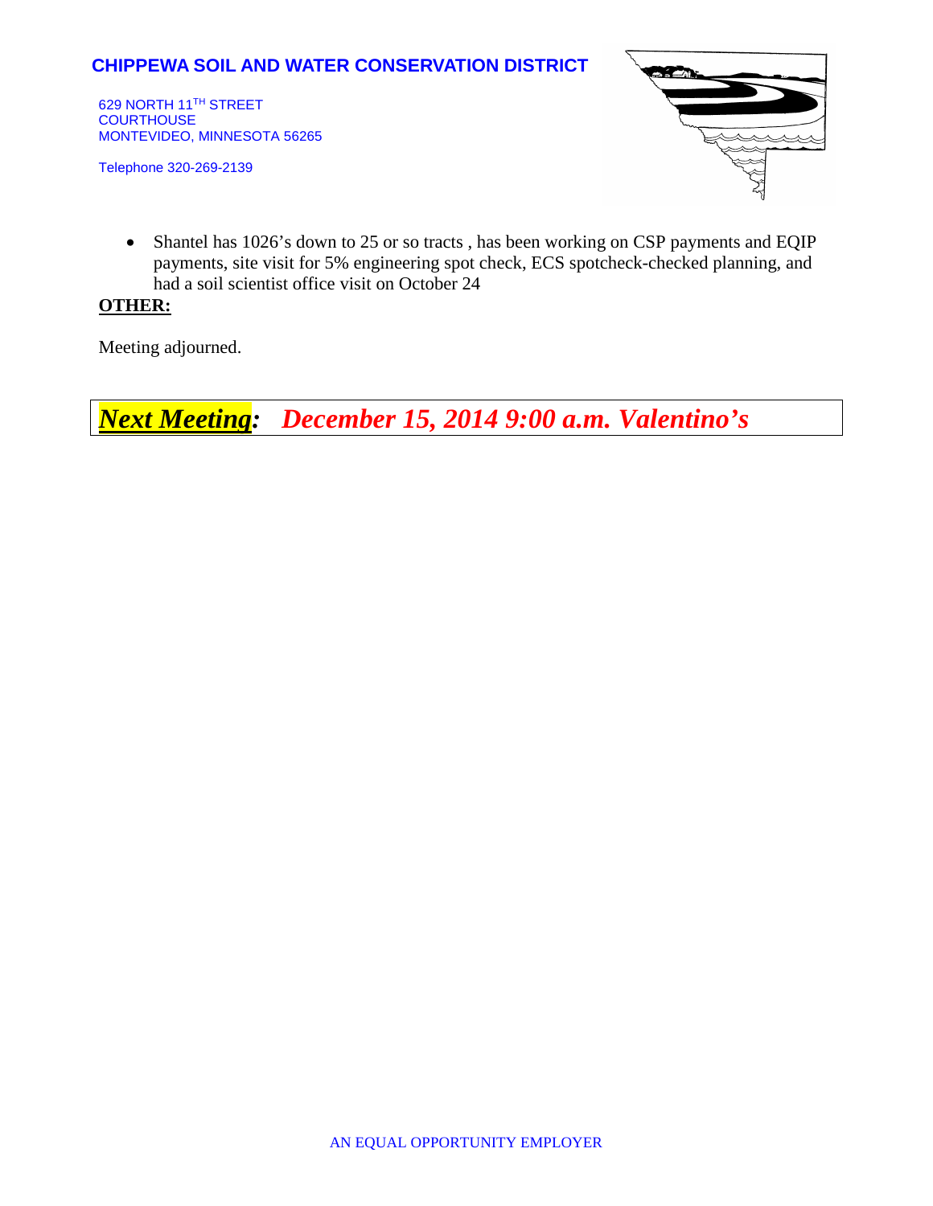**CHIPPEWA SOIL AND WATER CONSERVATION DISTRICT**

629 NORTH 11TH STREET
COURTHOUSE
MONTEVIDEO, MINNESOTA 56265

Telephone 320-269-2139

- Shantel has 1026's down to 25 or so tracts , has been working on CSP payments and EQIP payments, site visit for 5% engineering spot check, ECS spotcheck-checked planning, and had a soil scientist office visit on October 24

**OTHER:**

Meeting adjourned.

***Next Meeting:*** ***December 15, 2014 9:00 a.m. Valentino's***

AN EQUAL OPPORTUNITY EMPLOYER